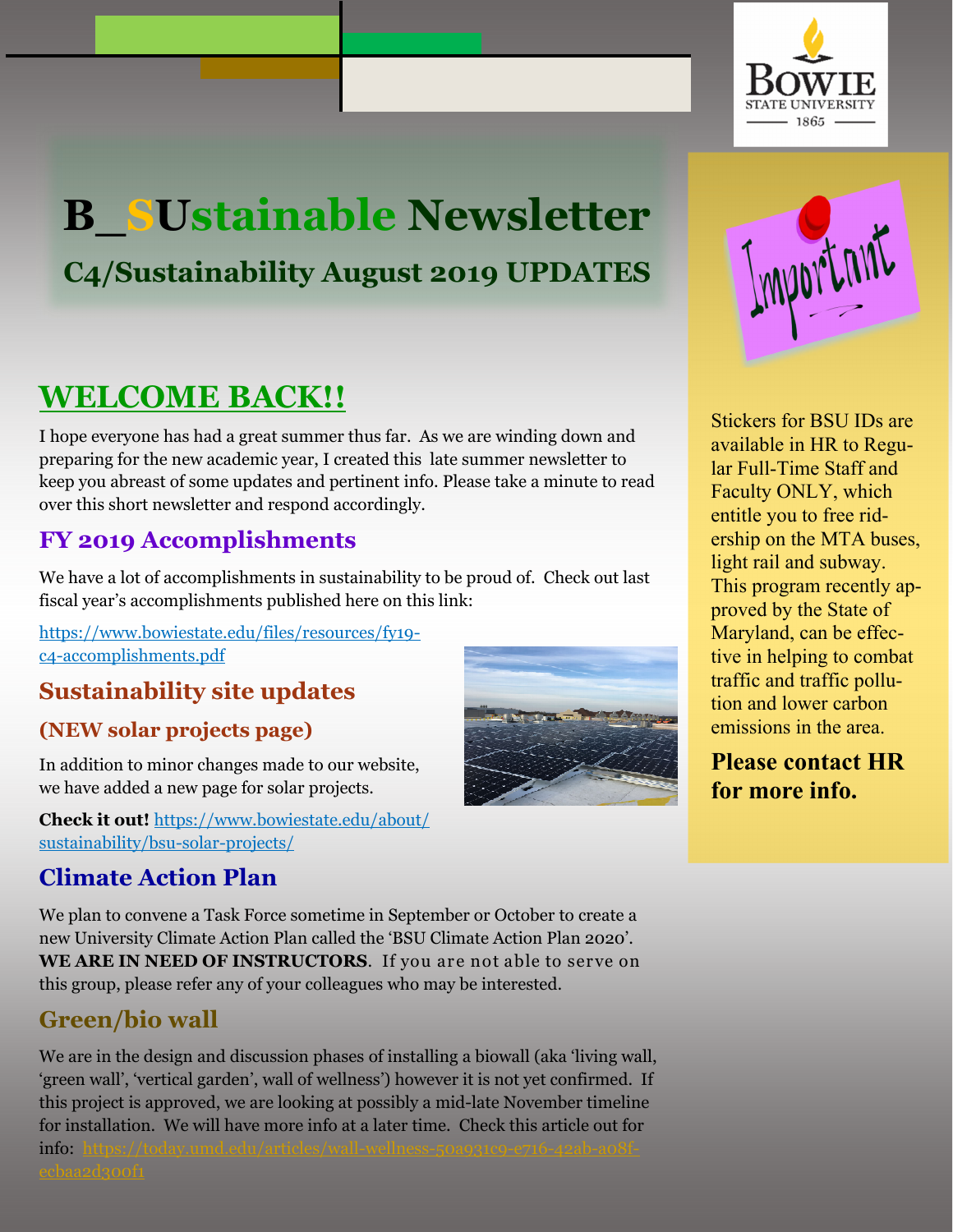# B_SUstainable Newsletter

## C4/Sustainability August 2019 UPDATES

## WELCOME BACK!!

I hope everyone has had a great summer thus far. As we are winding down and preparing for the new academic year, I created this late summer newsletter to keep you abreast of some updates and pertinent info. Please take a minute to read over this short newsletter and respond accordingly.

### FY 2019 Accomplishments

We have a lot of accomplishments in sustainability to be proud of. Check out last fiscal year's accomplishments published here on this link:

https://www.bowiestate.edu/files/resources/fy19-c4-accomplishments.pdf

### Sustainability site updates

#### (NEW solar projects page)

In addition to minor changes made to our website, we have added a new page for solar projects.

**Check it out!** https://www.bowiestate.edu/about/sustainability/bsu-solar-projects/

### Climate Action Plan

We plan to convene a Task Force sometime in September or October to create a new University Climate Action Plan called the 'BSU Climate Action Plan 2020'. **WE ARE IN NEED OF INSTRUCTORS**. If you are not able to serve on this group, please refer any of your colleagues who may be interested.

### Green/bio wall

We are in the design and discussion phases of installing a biowall (aka 'living wall, 'green wall', 'vertical garden', wall of wellness') however it is not yet confirmed. If this project is approved, we are looking at possibly a mid-late November timeline for installation. We will have more info at a later time. Check this article out for info: https://today.umd.edu/articles/wall-wellness-50a931c9-e716-42ab-a08f-ecbaa2d300f1

---

Important

Stickers for BSU IDs are available in HR to Regular Full-Time Staff and Faculty ONLY, which entitle you to free ridership on the MTA buses, light rail and subway. This program recently approved by the State of Maryland, can be effective in helping to combat traffic and traffic pollution and lower carbon emissions in the area.

**Please contact HR for more info.**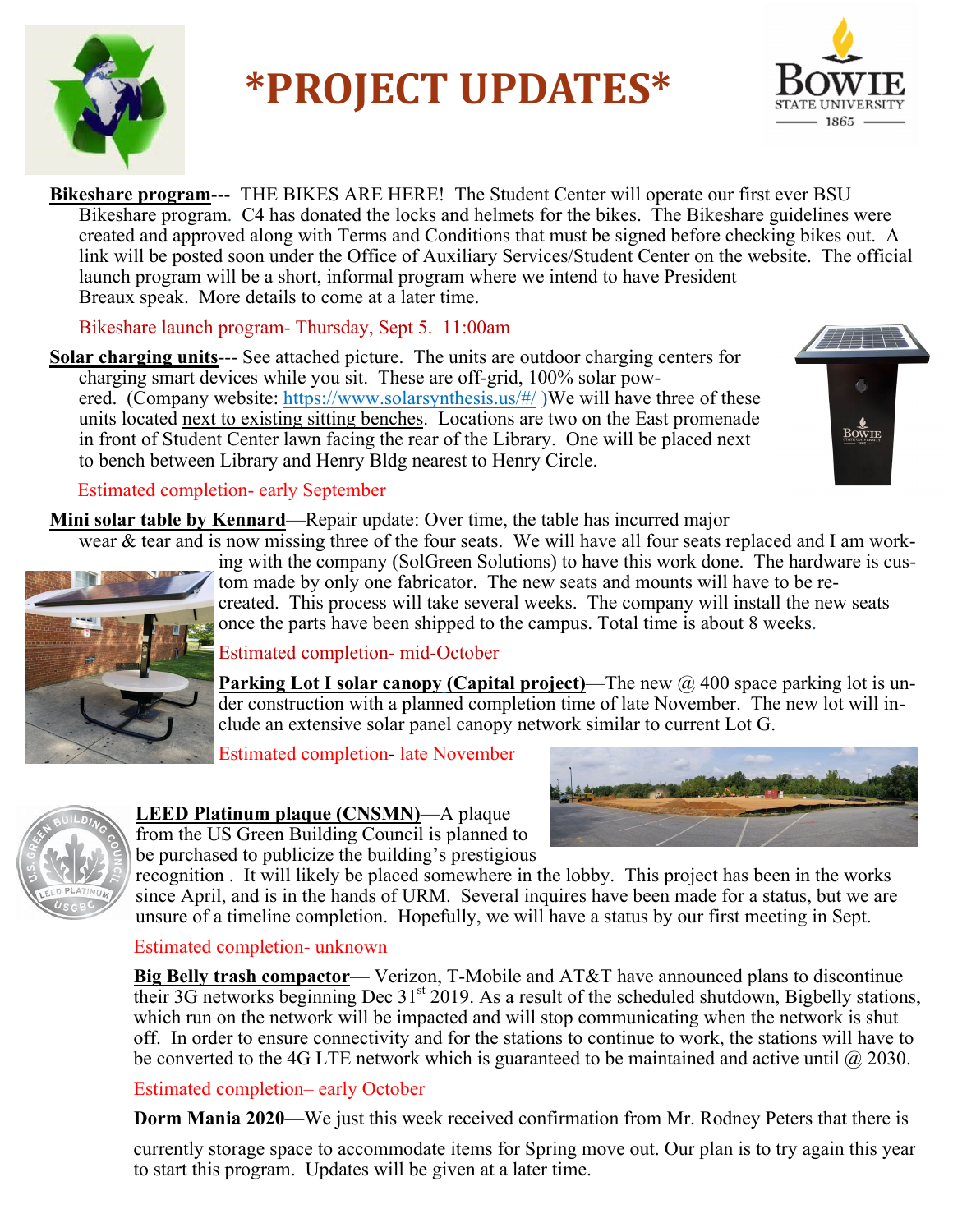# *PROJECT UPDATES*

**Bikeshare program**--- THE BIKES ARE HERE! The Student Center will operate our first ever BSU Bikeshare program. C4 has donated the locks and helmets for the bikes. The Bikeshare guidelines were created and approved along with Terms and Conditions that must be signed before checking bikes out. A link will be posted soon under the Office of Auxiliary Services/Student Center on the website. The official launch program will be a short, informal program where we intend to have President Breaux speak. More details to come at a later time.

Bikeshare launch program- Thursday, Sept 5. 11:00am

**Solar charging units**--- See attached picture. The units are outdoor charging centers for charging smart devices while you sit. These are off-grid, 100% solar powered. (Company website: https://www.solarsynthesis.us/#/ )We will have three of these units located next to existing sitting benches. Locations are two on the East promenade in front of Student Center lawn facing the rear of the Library. One will be placed next to bench between Library and Henry Bldg nearest to Henry Circle.

Estimated completion- early September

**Mini solar table by Kennard**—Repair update: Over time, the table has incurred major wear & tear and is now missing three of the four seats. We will have all four seats replaced and I am working with the company (SolGreen Solutions) to have this work done. The hardware is custom made by only one fabricator. The new seats and mounts will have to be re-created. This process will take several weeks. The company will install the new seats once the parts have been shipped to the campus. Total time is about 8 weeks.

Estimated completion- mid-October

**Parking Lot I solar canopy (Capital project)**—The new @ 400 space parking lot is under construction with a planned completion time of late November. The new lot will include an extensive solar panel canopy network similar to current Lot G.

Estimated completion- late November

**LEED Platinum plaque (CNSMN)**—A plaque from the US Green Building Council is planned to be purchased to publicize the building's prestigious recognition . It will likely be placed somewhere in the lobby. This project has been in the works since April, and is in the hands of URM. Several inquires have been made for a status, but we are unsure of a timeline completion. Hopefully, we will have a status by our first meeting in Sept.

Estimated completion- unknown

**Big Belly trash compactor**— Verizon, T-Mobile and AT&T have announced plans to discontinue their 3G networks beginning Dec 31st 2019. As a result of the scheduled shutdown, Bigbelly stations, which run on the network will be impacted and will stop communicating when the network is shut off. In order to ensure connectivity and for the stations to continue to work, the stations will have to be converted to the 4G LTE network which is guaranteed to be maintained and active until @ 2030.

Estimated completion– early October

**Dorm Mania 2020**—We just this week received confirmation from Mr. Rodney Peters that there is currently storage space to accommodate items for Spring move out. Our plan is to try again this year to start this program. Updates will be given at a later time.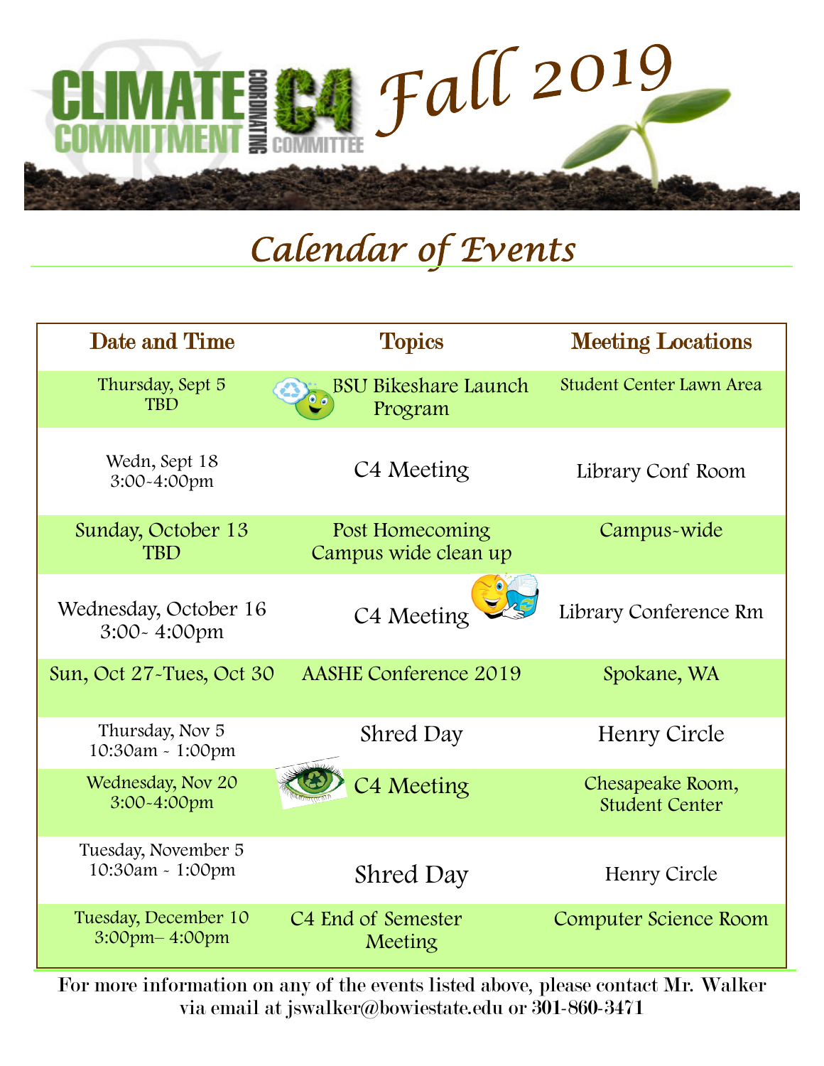# CLIMATE COMMITMENT COORDINATING C4 COMMITTEE Fall 2019

## Calendar of Events

| Date and Time | Topics | Meeting Locations |
|---|---|---|
| Thursday, Sept 5<br>TBD | BSU Bikeshare Launch Program | Student Center Lawn Area |
| Wedn, Sept 18<br>3:00-4:00pm | C4 Meeting | Library Conf Room |
| Sunday, October 13<br>TBD | Post Homecoming Campus wide clean up | Campus-wide |
| Wednesday, October 16<br>3:00- 4:00pm | C4 Meeting | Library Conference Rm |
| Sun, Oct 27-Tues, Oct 30 | AASHE Conference 2019 | Spokane, WA |
| Thursday, Nov 5<br>10:30am - 1:00pm | Shred Day | Henry Circle |
| Wednesday, Nov 20<br>3:00-4:00pm | C4 Meeting | Chesapeake Room, Student Center |
| Tuesday, November 5<br>10:30am - 1:00pm | Shred Day | Henry Circle |
| Tuesday, December 10<br>3:00pm– 4:00pm | C4 End of Semester Meeting | Computer Science Room |

For more information on any of the events listed above, please contact Mr. Walker via email at jswalker@bowiestate.edu or 301-860-3471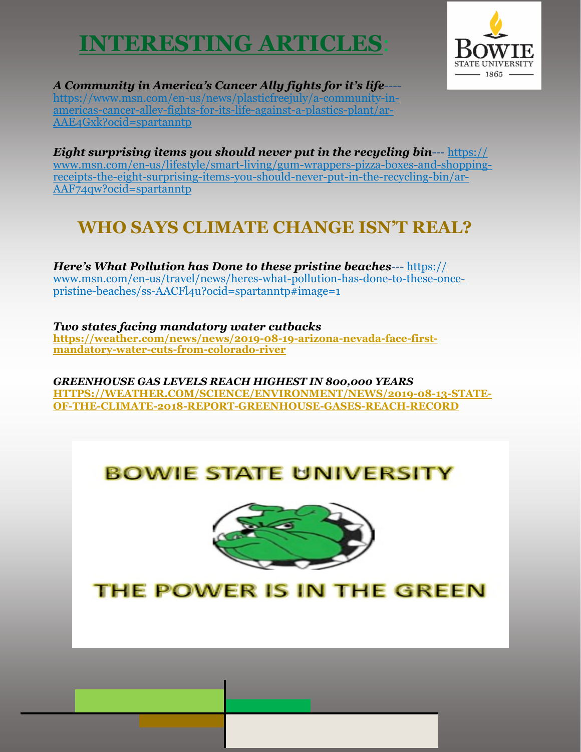# INTERESTING ARTICLES:

***A Community in America's Cancer Ally fights for it's life***---- https://www.msn.com/en-us/news/plasticfreejuly/a-community-in-americas-cancer-alley-fights-for-its-life-against-a-plastics-plant/ar-AAE4Gxk?ocid=spartanntp

***Eight surprising items you should never put in the recycling bin***--- https://www.msn.com/en-us/lifestyle/smart-living/gum-wrappers-pizza-boxes-and-shopping-receipts-the-eight-surprising-items-you-should-never-put-in-the-recycling-bin/ar-AAF74qw?ocid=spartanntp

## WHO SAYS CLIMATE CHANGE ISN'T REAL?

***Here's What Pollution has Done to these pristine beaches***--- https://www.msn.com/en-us/travel/news/heres-what-pollution-has-done-to-these-once-pristine-beaches/ss-AACFl4u?ocid=spartanntp#image=1

***Two states facing mandatory water cutbacks***
**https://weather.com/news/news/2019-08-19-arizona-nevada-face-first-mandatory-water-cuts-from-colorado-river**

***GREENHOUSE GAS LEVELS REACH HIGHEST IN 800,000 YEARS***
**HTTPS://WEATHER.COM/SCIENCE/ENVIRONMENT/NEWS/2019-08-13-STATE-OF-THE-CLIMATE-2018-REPORT-GREENHOUSE-GASES-REACH-RECORD**

BOWIE STATE UNIVERSITY

THE POWER IS IN THE GREEN